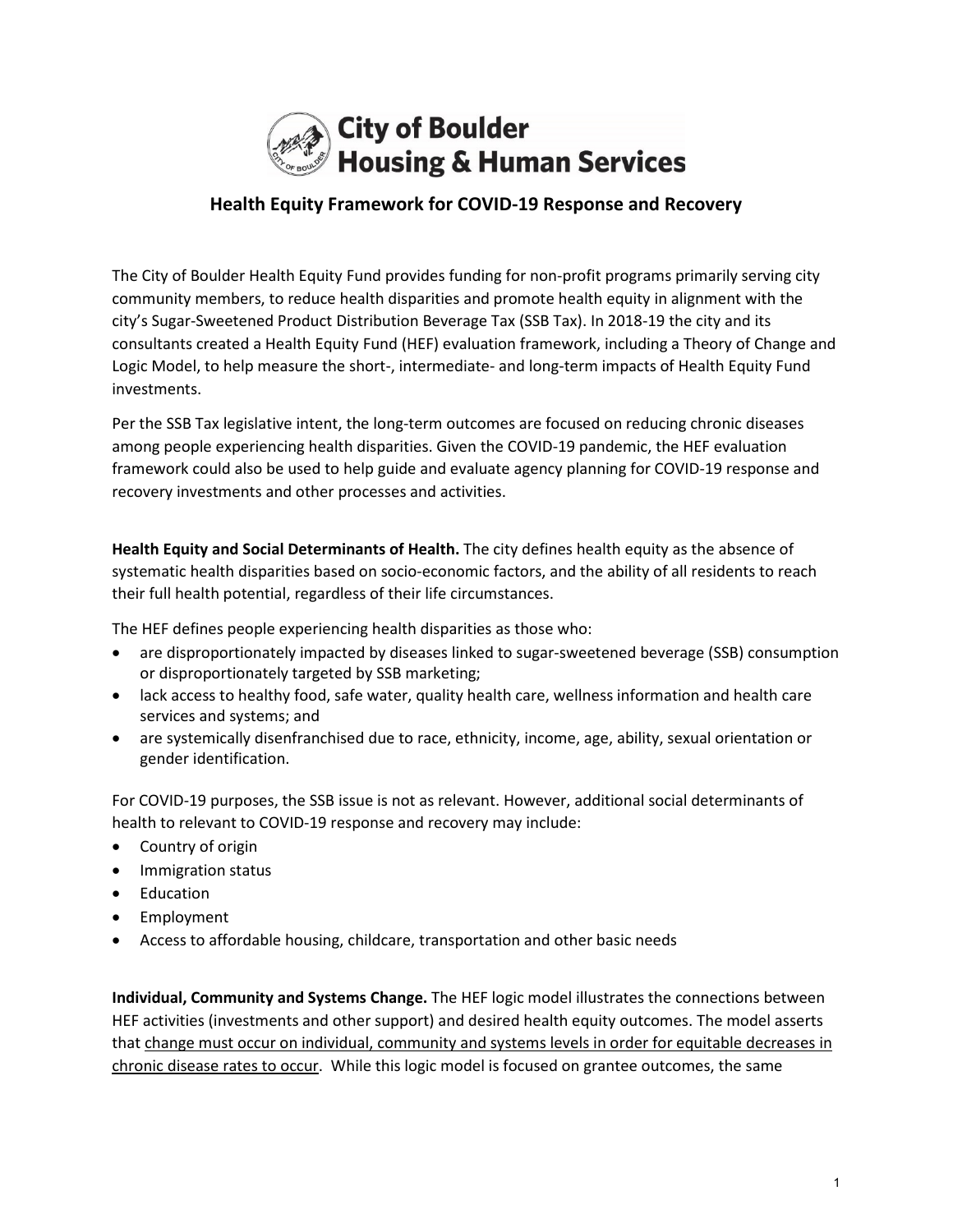# City of Boulder Housing & Human Services

## Health Equity Framework for COVID-19 Response and Recovery

The City of Boulder Health Equity Fund provides funding for non-profit programs primarily serving city community members, to reduce health disparities and promote health equity in alignment with the city's Sugar-Sweetened Product Distribution Beverage Tax (SSB Tax). In 2018-19 the city and its consultants created a Health Equity Fund (HEF) evaluation framework, including a Theory of Change and Logic Model, to help measure the short-, intermediate- and long-term impacts of Health Equity Fund investments.

Per the SSB Tax legislative intent, the long-term outcomes are focused on reducing chronic diseases among people experiencing health disparities. Given the COVID-19 pandemic, the HEF evaluation framework could also be used to help guide and evaluate agency planning for COVID-19 response and recovery investments and other processes and activities.

**Health Equity and Social Determinants of Health.** The city defines health equity as the absence of systematic health disparities based on socio-economic factors, and the ability of all residents to reach their full health potential, regardless of their life circumstances.

The HEF defines people experiencing health disparities as those who:

- are disproportionately impacted by diseases linked to sugar-sweetened beverage (SSB) consumption or disproportionately targeted by SSB marketing;
- lack access to healthy food, safe water, quality health care, wellness information and health care services and systems; and
- are systemically disenfranchised due to race, ethnicity, income, age, ability, sexual orientation or gender identification.

For COVID-19 purposes, the SSB issue is not as relevant. However, additional social determinants of health to relevant to COVID-19 response and recovery may include:

- Country of origin
- Immigration status
- Education
- Employment
- Access to affordable housing, childcare, transportation and other basic needs

**Individual, Community and Systems Change.** The HEF logic model illustrates the connections between HEF activities (investments and other support) and desired health equity outcomes. The model asserts that <u>change must occur on individual, community and systems levels in order for equitable decreases in chronic disease rates to occur</u>. While this logic model is focused on grantee outcomes, the same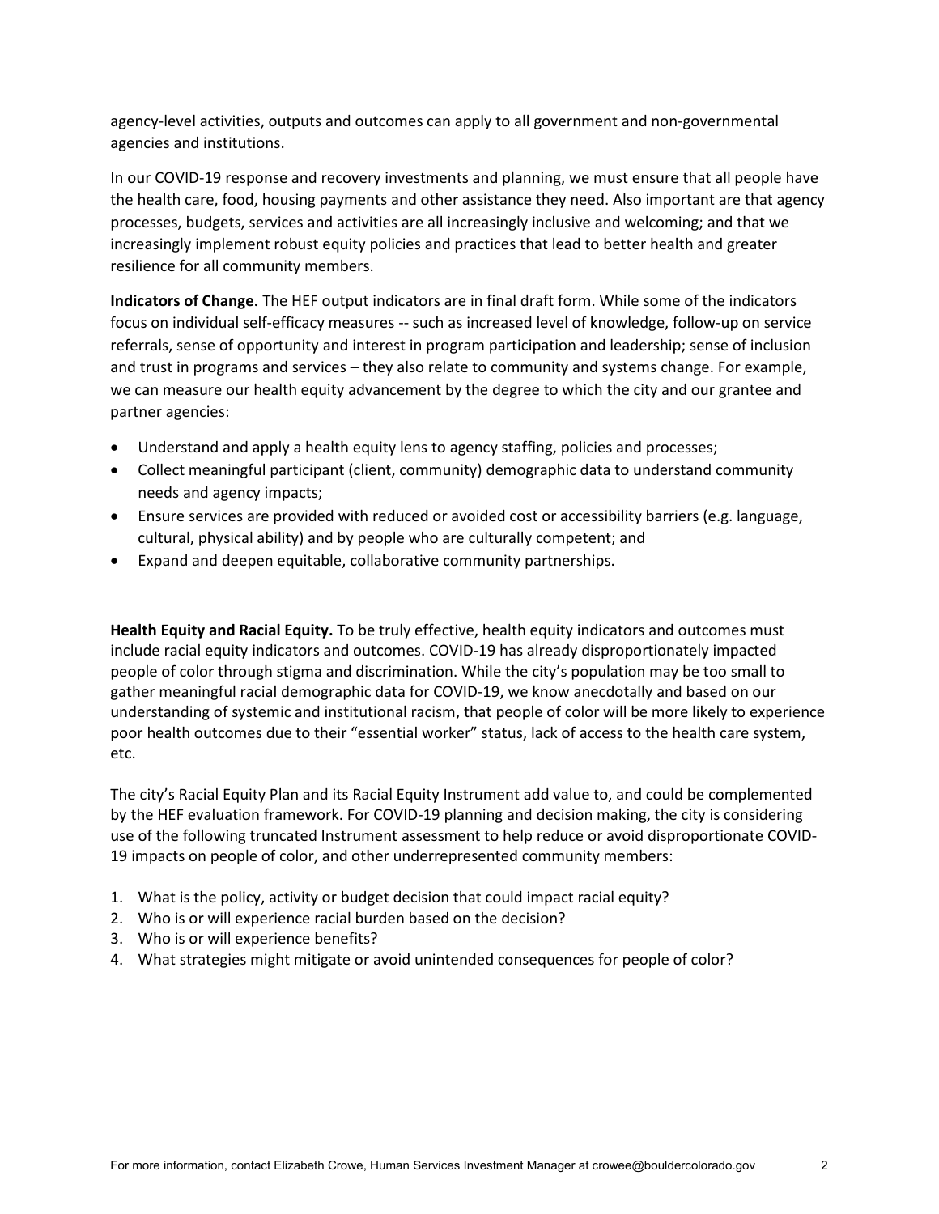agency-level activities, outputs and outcomes can apply to all government and non-governmental agencies and institutions.

In our COVID-19 response and recovery investments and planning, we must ensure that all people have the health care, food, housing payments and other assistance they need. Also important are that agency processes, budgets, services and activities are all increasingly inclusive and welcoming; and that we increasingly implement robust equity policies and practices that lead to better health and greater resilience for all community members.

**Indicators of Change.** The HEF output indicators are in final draft form. While some of the indicators focus on individual self-efficacy measures -- such as increased level of knowledge, follow-up on service referrals, sense of opportunity and interest in program participation and leadership; sense of inclusion and trust in programs and services – they also relate to community and systems change. For example, we can measure our health equity advancement by the degree to which the city and our grantee and partner agencies:

- Understand and apply a health equity lens to agency staffing, policies and processes;
- Collect meaningful participant (client, community) demographic data to understand community needs and agency impacts;
- Ensure services are provided with reduced or avoided cost or accessibility barriers (e.g. language, cultural, physical ability) and by people who are culturally competent; and
- Expand and deepen equitable, collaborative community partnerships.

**Health Equity and Racial Equity.** To be truly effective, health equity indicators and outcomes must include racial equity indicators and outcomes. COVID-19 has already disproportionately impacted people of color through stigma and discrimination. While the city's population may be too small to gather meaningful racial demographic data for COVID-19, we know anecdotally and based on our understanding of systemic and institutional racism, that people of color will be more likely to experience poor health outcomes due to their "essential worker" status, lack of access to the health care system, etc.

The city's Racial Equity Plan and its Racial Equity Instrument add value to, and could be complemented by the HEF evaluation framework. For COVID-19 planning and decision making, the city is considering use of the following truncated Instrument assessment to help reduce or avoid disproportionate COVID-19 impacts on people of color, and other underrepresented community members:

1. What is the policy, activity or budget decision that could impact racial equity?
2. Who is or will experience racial burden based on the decision?
3. Who is or will experience benefits?
4. What strategies might mitigate or avoid unintended consequences for people of color?

For more information, contact Elizabeth Crowe, Human Services Investment Manager at crowee@bouldercolorado.gov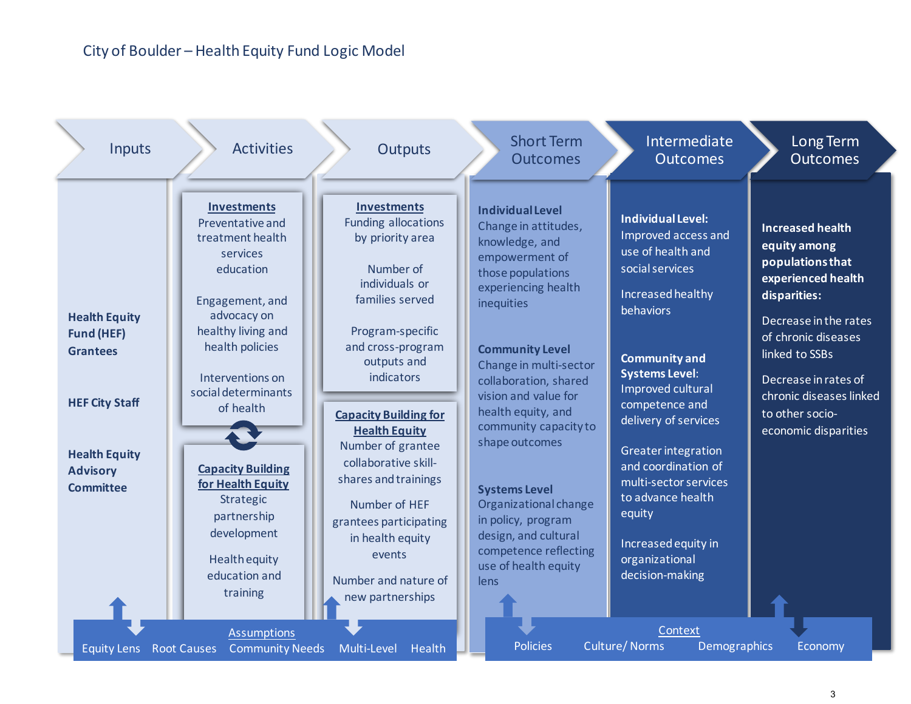# City of Boulder – Health Equity Fund Logic Model

## Inputs

**Health Equity Fund (HEF) Grantees**

**HEF City Staff**

**Health Equity Advisory Committee**

## Activities

**Investments**

Preventative and treatment health services education

Engagement, and advocacy on healthy living and health policies

Interventions on social determinants of health

**Capacity Building for Health Equity**

Strategic partnership development

Health equity education and training

## Outputs

**Investments**

Funding allocations by priority area

Number of individuals or families served

Program-specific and cross-program outputs and indicators

**Capacity Building for Health Equity**

Number of grantee collaborative skill-shares and trainings

Number of HEF grantees participating in health equity events

Number and nature of new partnerships

## Short Term Outcomes

**Individual Level**

Change in attitudes, knowledge, and empowerment of those populations experiencing health inequities

**Community Level**

Change in multi-sector collaboration, shared vision and value for health equity, and community capacity to shape outcomes

**Systems Level**

Organizational change in policy, program design, and cultural competence reflecting use of health equity lens

## Intermediate Outcomes

**Individual Level:**

Improved access and use of health and social services

Increased healthy behaviors

**Community and Systems Level**:

Improved cultural competence and delivery of services

Greater integration and coordination of multi-sector services to advance health equity

Increased equity in organizational decision-making

## Long Term Outcomes

**Increased health equity among populations that experienced health disparities:**

Decrease in the rates of chronic diseases linked to SSBs

Decrease in rates of chronic diseases linked to other socio-economic disparities

---

**Assumptions**

Equity Lens | Root Causes | Community Needs | Multi-Level | Health

**Context**

Policies | Culture/ Norms | Demographics | Economy